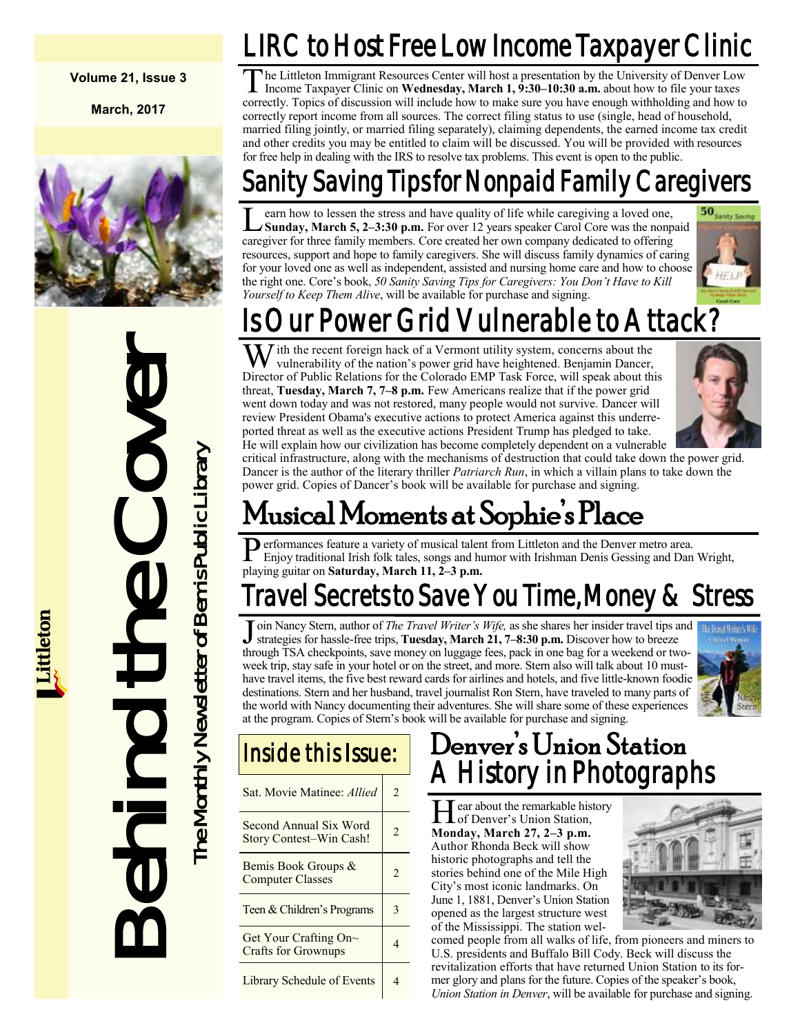Volume 21, Issue 3

March, 2017

# Behind the Cover

The Monthly Newsletter of Bemis Public Library

Littleton

## LIRC to Host Free Low Income Taxpayer Clinic

The Littleton Immigrant Resources Center will host a presentation by the University of Denver Low Income Taxpayer Clinic on **Wednesday, March 1, 9:30–10:30 a.m.** about how to file your taxes correctly. Topics of discussion will include how to make sure you have enough withholding and how to correctly report income from all sources. The correct filing status to use (single, head of household, married filing jointly, or married filing separately), claiming dependents, the earned income tax credit and other credits you may be entitled to claim will be discussed. You will be provided with resources for free help in dealing with the IRS to resolve tax problems. This event is open to the public.

## Sanity Saving Tips for Nonpaid Family Caregivers

Learn how to lessen the stress and have quality of life while caregiving a loved one, **Sunday, March 5, 2–3:30 p.m.** For over 12 years speaker Carol Core was the nonpaid caregiver for three family members. Core created her own company dedicated to offering resources, support and hope to family caregivers. She will discuss family dynamics of caring for your loved one as well as independent, assisted and nursing home care and how to choose the right one. Core's book, *50 Sanity Saving Tips for Caregivers: You Don't Have to Kill Yourself to Keep Them Alive*, will be available for purchase and signing.

## Is Our Power Grid Vulnerable to Attack?

With the recent foreign hack of a Vermont utility system, concerns about the vulnerability of the nation's power grid have heightened. Benjamin Dancer, Director of Public Relations for the Colorado EMP Task Force, will speak about this threat, **Tuesday, March 7, 7–8 p.m.** Few Americans realize that if the power grid went down today and was not restored, many people would not survive. Dancer will review President Obama's executive actions to protect America against this underreported threat as well as the executive actions President Trump has pledged to take. He will explain how our civilization has become completely dependent on a vulnerable critical infrastructure, along with the mechanisms of destruction that could take down the power grid. Dancer is the author of the literary thriller *Patriarch Run*, in which a villain plans to take down the power grid. Copies of Dancer's book will be available for purchase and signing.

## Musical Moments at Sophie's Place

Performances feature a variety of musical talent from Littleton and the Denver metro area. Enjoy traditional Irish folk tales, songs and humor with Irishman Denis Gessing and Dan Wright, playing guitar on **Saturday, March 11, 2–3 p.m.**

## Travel Secrets to Save You Time, Money & Stress

Join Nancy Stern, author of *The Travel Writer's Wife,* as she shares her insider travel tips and strategies for hassle-free trips, **Tuesday, March 21, 7–8:30 p.m.** Discover how to breeze through TSA checkpoints, save money on luggage fees, pack in one bag for a weekend or two-week trip, stay safe in your hotel or on the street, and more. Stern also will talk about 10 must-have travel items, the five best reward cards for airlines and hotels, and five little-known foodie destinations. Stern and her husband, travel journalist Ron Stern, have traveled to many parts of the world with Nancy documenting their adventures. She will share some of these experiences at the program. Copies of Stern's book will be available for purchase and signing.

## Inside this Issue:

| | |
|---|---|
| Sat. Movie Matinee: *Allied* | 2 |
| Second Annual Six Word Story Contest–Win Cash! | 2 |
| Bemis Book Groups & Computer Classes | 2 |
| Teen & Children's Programs | 3 |
| Get Your Crafting On~ Crafts for Grownups | 4 |
| Library Schedule of Events | 4 |

## Denver's Union Station A History in Photographs

Hear about the remarkable history of Denver's Union Station, **Monday, March 27, 2–3 p.m.** Author Rhonda Beck will show historic photographs and tell the stories behind one of the Mile High City's most iconic landmarks. On June 1, 1881, Denver's Union Station opened as the largest structure west of the Mississippi. The station welcomed people from all walks of life, from pioneers and miners to U.S. presidents and Buffalo Bill Cody. Beck will discuss the revitalization efforts that have returned Union Station to its former glory and plans for the future. Copies of the speaker's book, *Union Station in Denver*, will be available for purchase and signing.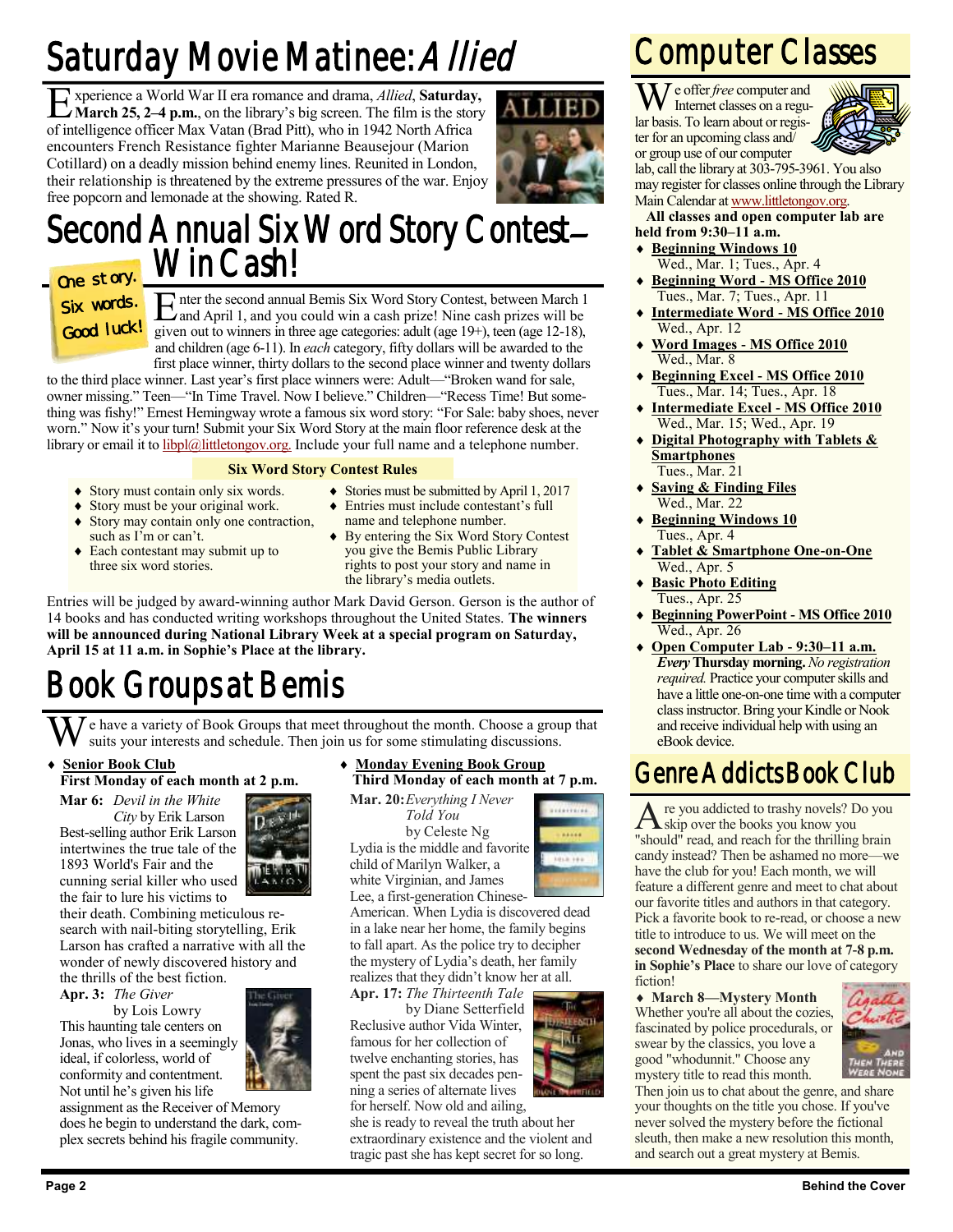# Saturday Movie Matinee: *Allied*

Experience a World War II era romance and drama, *Allied*, **Saturday, March 25, 2–4 p.m.**, on the library's big screen. The film is the story of intelligence officer Max Vatan (Brad Pitt), who in 1942 North Africa encounters French Resistance fighter Marianne Beausejour (Marion Cotillard) on a deadly mission behind enemy lines. Reunited in London, their relationship is threatened by the extreme pressures of the war. Enjoy free popcorn and lemonade at the showing. Rated R.

# Second Annual Six Word Story Contest—Win Cash!

One story. Six words. Good luck!

Enter the second annual Bemis Six Word Story Contest, between March 1 and April 1, and you could win a cash prize! Nine cash prizes will be given out to winners in three age categories: adult (age 19+), teen (age 12-18), and children (age 6-11). In *each* category, fifty dollars will be awarded to the first place winner, thirty dollars to the second place winner and twenty dollars to the third place winner. Last year's first place winners were: Adult—"Broken wand for sale, owner missing." Teen—"In Time Travel. Now I believe." Children—"Recess Time! But something was fishy!" Ernest Hemingway wrote a famous six word story: "For Sale: baby shoes, never worn." Now it's your turn! Submit your Six Word Story at the main floor reference desk at the library or email it to libpl@littletongov.org. Include your full name and a telephone number.

**Six Word Story Contest Rules**

- Story must contain only six words.
- Story must be your original work.
- Story may contain only one contraction, such as I'm or can't.
- Each contestant may submit up to three six word stories.
- Stories must be submitted by April 1, 2017
- Entries must include contestant's full name and telephone number.
- By entering the Six Word Story Contest you give the Bemis Public Library rights to post your story and name in the library's media outlets.

Entries will be judged by award-winning author Mark David Gerson. Gerson is the author of 14 books and has conducted writing workshops throughout the United States. **The winners will be announced during National Library Week at a special program on Saturday, April 15 at 11 a.m. in Sophie's Place at the library.**

# Book Groups at Bemis

We have a variety of Book Groups that meet throughout the month. Choose a group that suits your interests and schedule. Then join us for some stimulating discussions.

- **Senior Book Club**
  **First Monday of each month at 2 p.m.**

**Mar 6:** *Devil in the White City* by Erik Larson
Best-selling author Erik Larson intertwines the true tale of the 1893 World's Fair and the cunning serial killer who used the fair to lure his victims to their death. Combining meticulous research with nail-biting storytelling, Erik Larson has crafted a narrative with all the wonder of newly discovered history and the thrills of the best fiction.

**Apr. 3:** *The Giver* by Lois Lowry
This haunting tale centers on Jonas, who lives in a seemingly ideal, if colorless, world of conformity and contentment. Not until he's given his life assignment as the Receiver of Memory does he begin to understand the dark, complex secrets behind his fragile community.

- **Monday Evening Book Group**
  **Third Monday of each month at 7 p.m.**

**Mar. 20:** *Everything I Never Told You* by Celeste Ng
Lydia is the middle and favorite child of Marilyn Walker, a white Virginian, and James Lee, a first-generation Chinese-American. When Lydia is discovered dead in a lake near her home, the family begins to fall apart. As the police try to decipher the mystery of Lydia's death, her family realizes that they didn't know her at all.

**Apr. 17:** *The Thirteenth Tale* by Diane Setterfield
Reclusive author Vida Winter, famous for her collection of twelve enchanting stories, has spent the past six decades penning a series of alternate lives for herself. Now old and ailing, she is ready to reveal the truth about her extraordinary existence and the violent and tragic past she has kept secret for so long.

# Computer Classes

We offer *free* computer and Internet classes on a regular basis. To learn about or register for an upcoming class and/or group use of our computer lab, call the library at 303-795-3961. You also may register for classes online through the Library Main Calendar at www.littletongov.org.

**All classes and open computer lab are held from 9:30–11 a.m.**

- **Beginning Windows 10**
  Wed., Mar. 1; Tues., Apr. 4
- **Beginning Word - MS Office 2010**
  Tues., Mar. 7; Tues., Apr. 11
- **Intermediate Word - MS Office 2010**
  Wed., Apr. 12
- **Word Images - MS Office 2010**
  Wed., Mar. 8
- **Beginning Excel - MS Office 2010**
  Tues., Mar. 14; Tues., Apr. 18
- **Intermediate Excel - MS Office 2010**
  Wed., Mar. 15; Wed., Apr. 19
- **Digital Photography with Tablets & Smartphones**
  Tues., Mar. 21
- **Saving & Finding Files**
  Wed., Mar. 22
- **Beginning Windows 10**
  Tues., Apr. 4
- **Tablet & Smartphone One-on-One**
  Wed., Apr. 5
- **Basic Photo Editing**
  Tues., Apr. 25
- **Beginning PowerPoint - MS Office 2010**
  Wed., Apr. 26
- **Open Computer Lab - 9:30–11 a.m.**
  ***Every* Thursday morning.** *No registration required.* Practice your computer skills and have a little one-on-one time with a computer class instructor. Bring your Kindle or Nook and receive individual help with using an eBook device.

# Genre Addicts Book Club

Are you addicted to trashy novels? Do you skip over the books you know you "should" read, and reach for the thrilling brain candy instead? Then be ashamed no more—we have the club for you! Each month, we will feature a different genre and meet to chat about our favorite titles and authors in that category. Pick a favorite book to re-read, or choose a new title to introduce to us. We will meet on the **second Wednesday of the month at 7-8 p.m. in Sophie's Place** to share our love of category fiction!

- **March 8—Mystery Month**

Whether you're all about the cozies, fascinated by police procedurals, or swear by the classics, you love a good "whodunnit." Choose any mystery title to read this month. Then join us to chat about the genre, and share your thoughts on the title you chose. If you've never solved the mystery before the fictional sleuth, then make a new resolution this month, and search out a great mystery at Bemis.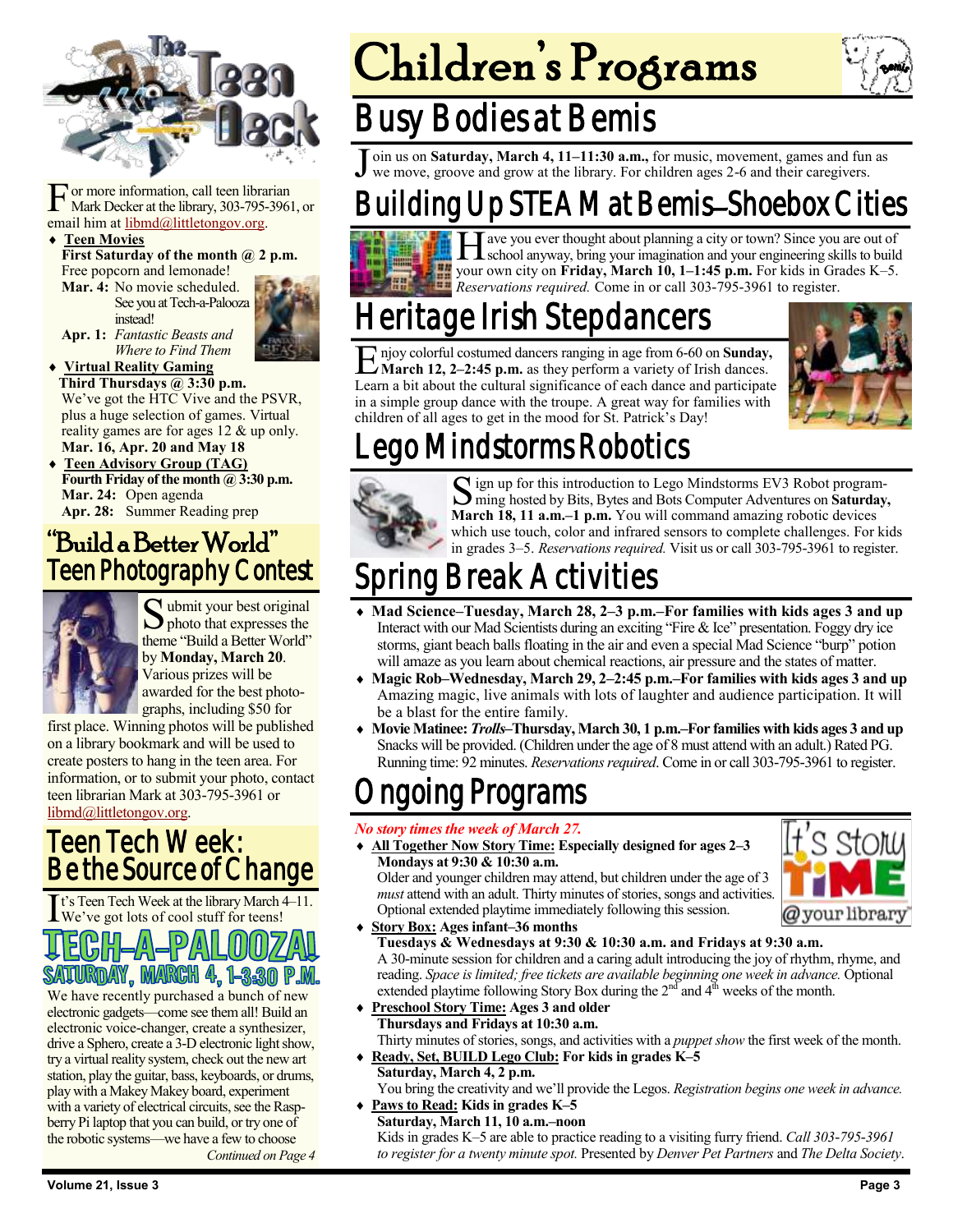# The Teen Deck

For more information, call teen librarian Mark Decker at the library, 303-795-3961, or email him at libmd@littletongov.org.

- **Teen Movies**
  **First Saturday of the month @ 2 p.m.**
  Free popcorn and lemonade!
  **Mar. 4:** No movie scheduled. See you at Tech-a-Palooza instead!
  **Apr. 1:** *Fantastic Beasts and Where to Find Them*
- **Virtual Reality Gaming**
  **Third Thursdays @ 3:30 p.m.**
  We've got the HTC Vive and the PSVR, plus a huge selection of games. Virtual reality games are for ages 12 & up only.
  **Mar. 16, Apr. 20 and May 18**
- **Teen Advisory Group (TAG)**
  **Fourth Friday of the month @ 3:30 p.m.**
  **Mar. 24:** Open agenda
  **Apr. 28:** Summer Reading prep

## "Build a Better World" Teen Photography Contest

Submit your best original photo that expresses the theme "Build a Better World" by **Monday, March 20**. Various prizes will be awarded for the best photographs, including $50 for first place. Winning photos will be published on a library bookmark and will be used to create posters to hang in the teen area. For information, or to submit your photo, contact teen librarian Mark at 303-795-3961 or libmd@littletongov.org.

## Teen Tech Week: Be the Source of Change

It's Teen Tech Week at the library March 4–11. We've got lots of cool stuff for teens!

### TECH-A-PALOOZA! SATURDAY, MARCH 4, 1-3:30 P.M.

We have recently purchased a bunch of new electronic gadgets—come see them all! Build an electronic voice-changer, create a synthesizer, drive a Sphero, create a 3-D electronic light show, try a virtual reality system, check out the new art station, play the guitar, bass, keyboards, or drums, play with a Makey Makey board, experiment with a variety of electrical circuits, see the Raspberry Pi laptop that you can build, or try one of the robotic systems—we have a few to choose

*Continued on Page 4*

# Children's Programs

## Busy Bodies at Bemis

Join us on **Saturday, March 4, 11–11:30 a.m.,** for music, movement, games and fun as we move, groove and grow at the library. For children ages 2-6 and their caregivers.

## Building Up STEAM at Bemis—Shoebox Cities

Have you ever thought about planning a city or town? Since you are out of school anyway, bring your imagination and your engineering skills to build your own city on **Friday, March 10, 1–1:45 p.m.** For kids in Grades K–5. *Reservations required.* Come in or call 303-795-3961 to register.

## Heritage Irish Stepdancers

Enjoy colorful costumed dancers ranging in age from 6-60 on **Sunday, March 12, 2–2:45 p.m.** as they perform a variety of Irish dances. Learn a bit about the cultural significance of each dance and participate in a simple group dance with the troupe. A great way for families with children of all ages to get in the mood for St. Patrick's Day!

## Lego Mindstorms Robotics

Sign up for this introduction to Lego Mindstorms EV3 Robot programming hosted by Bits, Bytes and Bots Computer Adventures on **Saturday, March 18, 11 a.m.–1 p.m.** You will command amazing robotic devices which use touch, color and infrared sensors to complete challenges. For kids in grades 3–5. *Reservations required.* Visit us or call 303-795-3961 to register.

## Spring Break Activities

- **Mad Science–Tuesday, March 28, 2–3 p.m.–For families with kids ages 3 and up**
  Interact with our Mad Scientists during an exciting "Fire & Ice" presentation. Foggy dry ice storms, giant beach balls floating in the air and even a special Mad Science "burp" potion will amaze as you learn about chemical reactions, air pressure and the states of matter.
- **Magic Rob–Wednesday, March 29, 2–2:45 p.m.–For families with kids ages 3 and up**
  Amazing magic, live animals with lots of laughter and audience participation. It will be a blast for the entire family.
- **Movie Matinee: *Trolls*–Thursday, March 30, 1 p.m.–For families with kids ages 3 and up**
  Snacks will be provided. (Children under the age of 8 must attend with an adult.) Rated PG. Running time: 92 minutes. *Reservations required.* Come in or call 303-795-3961 to register.

## Ongoing Programs

*No story times the week of March 27.*

- **All Together Now Story Time: Especially designed for ages 2–3**
  **Mondays at 9:30 & 10:30 a.m.**
  Older and younger children may attend, but children under the age of 3 *must* attend with an adult. Thirty minutes of stories, songs and activities. Optional extended playtime immediately following this session.
- **Story Box: Ages infant–36 months**
  **Tuesdays & Wednesdays at 9:30 & 10:30 a.m. and Fridays at 9:30 a.m.**
  A 30-minute session for children and a caring adult introducing the joy of rhythm, rhyme, and reading. *Space is limited; free tickets are available beginning one week in advance.* Optional extended playtime following Story Box during the 2nd and 4th weeks of the month.
- **Preschool Story Time: Ages 3 and older**
  **Thursdays and Fridays at 10:30 a.m.**
  Thirty minutes of stories, songs, and activities with a *puppet show* the first week of the month.
- **Ready, Set, BUILD Lego Club: For kids in grades K–5**
  **Saturday, March 4, 2 p.m.**
  You bring the creativity and we'll provide the Legos. *Registration begins one week in advance.*
- **Paws to Read: Kids in grades K–5**
  **Saturday, March 11, 10 a.m.–noon**
  Kids in grades K–5 are able to practice reading to a visiting furry friend. *Call 303-795-3961 to register for a twenty minute spot.* Presented by *Denver Pet Partners* and *The Delta Society*.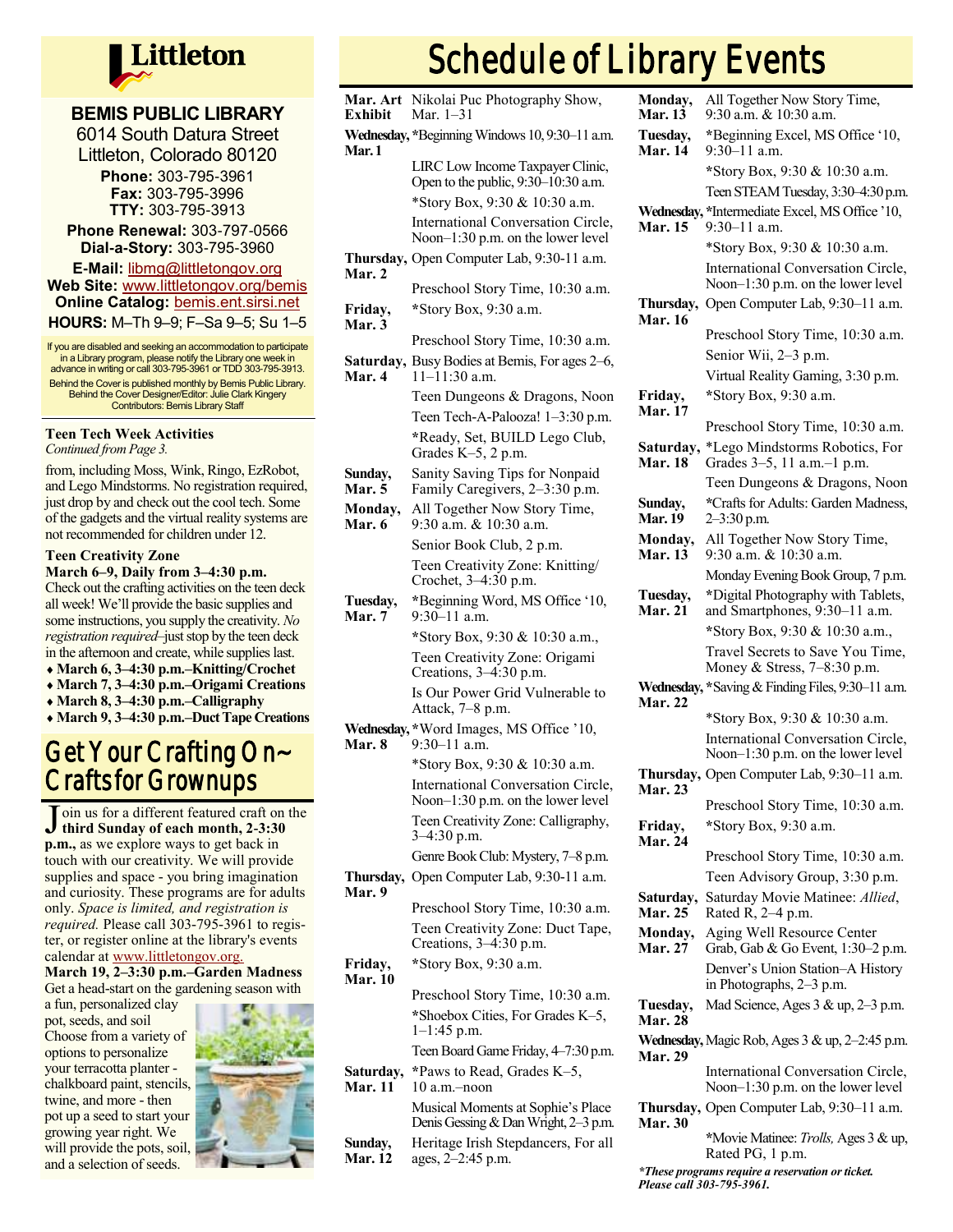# Littleton

## BEMIS PUBLIC LIBRARY

6014 South Datura Street
Littleton, Colorado 80120

**Phone:** 303-795-3961
**Fax:** 303-795-3996
**TTY:** 303-795-3913

**Phone Renewal:** 303-797-0566
**Dial-a-Story:** 303-795-3960

**E-Mail:** libmg@littletongov.org
**Web Site:** www.littletongov.org/bemis
**Online Catalog:** bemis.ent.sirsi.net

**HOURS:** M–Th 9–9; F–Sa 9–5; Su 1–5

If you are disabled and seeking an accommodation to participate in a Library program, please notify the Library one week in advance in writing or call 303-795-3961 or TDD 303-795-3913.

Behind the Cover is published monthly by Bemis Public Library. Behind the Cover Designer/Editor: Julie Clark Kingery Contributors: Bemis Library Staff

### Teen Tech Week Activities

*Continued from Page 3.*

from, including Moss, Wink, Ringo, EzRobot, and Lego Mindstorms. No registration required, just drop by and check out the cool tech. Some of the gadgets and the virtual reality systems are not recommended for children under 12.

### Teen Creativity Zone

**March 6–9, Daily from 3–4:30 p.m.**

Check out the crafting activities on the teen deck all week! We'll provide the basic supplies and some instructions, you supply the creativity. *No registration required*–just stop by the teen deck in the afternoon and create, while supplies last.

- **March 6, 3–4:30 p.m.–Knitting/Crochet**
- **March 7, 3–4:30 p.m.–Origami Creations**
- **March 8, 3–4:30 p.m.–Calligraphy**
- **March 9, 3–4:30 p.m.–Duct Tape Creations**

## Get Your Crafting On~ Crafts for Grownups

Join us for a different featured craft on the **third Sunday of each month, 2-3:30 p.m.,** as we explore ways to get back in touch with our creativity. We will provide supplies and space - you bring imagination and curiosity. These programs are for adults only. *Space is limited, and registration is required.* Please call 303-795-3961 to register, or register online at the library's events calendar at www.littletongov.org.

**March 19, 2–3:30 p.m.–Garden Madness**

Get a head-start on the gardening season with a fun, personalized clay pot, seeds, and soil Choose from a variety of options to personalize your terracotta planter - chalkboard paint, stencils, twine, and more - then pot up a seed to start your growing year right. We will provide the pots, soil, and a selection of seeds.

# Schedule of Library Events

| | |
|---|---|
| **Mar. Art Exhibit** | Nikolai Puc Photography Show, Mar. 1–31 |
| **Wednesday, Mar. 1** | *Beginning Windows 10, 9:30–11 a.m. |
| | LIRC Low Income Taxpayer Clinic, Open to the public, 9:30–10:30 a.m. |
| | *Story Box, 9:30 & 10:30 a.m. |
| | International Conversation Circle, Noon–1:30 p.m. on the lower level |
| **Thursday, Mar. 2** | Open Computer Lab, 9:30-11 a.m. |
| | Preschool Story Time, 10:30 a.m. |
| **Friday, Mar. 3** | *Story Box, 9:30 a.m. |
| | Preschool Story Time, 10:30 a.m. |
| **Saturday, Mar. 4** | Busy Bodies at Bemis, For ages 2–6, 11–11:30 a.m. |
| | Teen Dungeons & Dragons, Noon |
| | Teen Tech-A-Palooza! 1–3:30 p.m. |
| | *Ready, Set, BUILD Lego Club, Grades K–5, 2 p.m. |
| **Sunday, Mar. 5** | Sanity Saving Tips for Nonpaid Family Caregivers, 2–3:30 p.m. |
| **Monday, Mar. 6** | All Together Now Story Time, 9:30 a.m. & 10:30 a.m. |
| | Senior Book Club, 2 p.m. |
| | Teen Creativity Zone: Knitting/ Crochet, 3–4:30 p.m. |
| **Tuesday, Mar. 7** | *Beginning Word, MS Office '10, 9:30–11 a.m. |
| | *Story Box, 9:30 & 10:30 a.m., |
| | Teen Creativity Zone: Origami Creations, 3–4:30 p.m. |
| | Is Our Power Grid Vulnerable to Attack, 7–8 p.m. |
| **Wednesday, Mar. 8** | *Word Images, MS Office '10, 9:30–11 a.m. |
| | *Story Box, 9:30 & 10:30 a.m. |
| | International Conversation Circle, Noon–1:30 p.m. on the lower level |
| | Teen Creativity Zone: Calligraphy, 3–4:30 p.m. |
| | Genre Book Club: Mystery, 7–8 p.m. |
| **Thursday, Mar. 9** | Open Computer Lab, 9:30-11 a.m. |
| | Preschool Story Time, 10:30 a.m. |
| | Teen Creativity Zone: Duct Tape, Creations, 3–4:30 p.m. |
| **Friday, Mar. 10** | *Story Box, 9:30 a.m. |
| | Preschool Story Time, 10:30 a.m. |
| | *Shoebox Cities, For Grades K–5, 1–1:45 p.m. |
| | Teen Board Game Friday, 4–7:30 p.m. |
| **Saturday, Mar. 11** | *Paws to Read, Grades K–5, 10 a.m.–noon |
| | Musical Moments at Sophie's Place Denis Gessing & Dan Wright, 2–3 p.m. |
| **Sunday, Mar. 12** | Heritage Irish Stepdancers, For all ages, 2–2:45 p.m. |
| **Monday, Mar. 13** | All Together Now Story Time, 9:30 a.m. & 10:30 a.m. |
| **Tuesday, Mar. 14** | *Beginning Excel, MS Office '10, 9:30–11 a.m. |
| | *Story Box, 9:30 & 10:30 a.m. |
| | Teen STEAM Tuesday, 3:30–4:30 p.m. |
| **Wednesday, Mar. 15** | *Intermediate Excel, MS Office '10, 9:30–11 a.m. |
| | *Story Box, 9:30 & 10:30 a.m. |
| | International Conversation Circle, Noon–1:30 p.m. on the lower level |
| **Thursday, Mar. 16** | Open Computer Lab, 9:30–11 a.m. |
| | Preschool Story Time, 10:30 a.m. |
| | Senior Wii, 2–3 p.m. |
| | Virtual Reality Gaming, 3:30 p.m. |
| **Friday, Mar. 17** | *Story Box, 9:30 a.m. |
| | Preschool Story Time, 10:30 a.m. |
| **Saturday, Mar. 18** | *Lego Mindstorms Robotics, For Grades 3–5, 11 a.m.–1 p.m. |
| | Teen Dungeons & Dragons, Noon |
| **Sunday, Mar. 19** | *Crafts for Adults: Garden Madness, 2–3:30 p.m. |
| **Monday, Mar. 13** | All Together Now Story Time, 9:30 a.m. & 10:30 a.m. |
| | Monday Evening Book Group, 7 p.m. |
| **Tuesday, Mar. 21** | *Digital Photography with Tablets, and Smartphones, 9:30–11 a.m. |
| | *Story Box, 9:30 & 10:30 a.m., |
| | Travel Secrets to Save You Time, Money & Stress, 7–8:30 p.m. |
| **Wednesday, Mar. 22** | *Saving & Finding Files, 9:30–11 a.m. |
| | *Story Box, 9:30 & 10:30 a.m. |
| | International Conversation Circle, Noon–1:30 p.m. on the lower level |
| **Thursday, Mar. 23** | Open Computer Lab, 9:30–11 a.m. |
| | Preschool Story Time, 10:30 a.m. |
| **Friday, Mar. 24** | *Story Box, 9:30 a.m. |
| | Preschool Story Time, 10:30 a.m. |
| | Teen Advisory Group, 3:30 p.m. |
| **Saturday, Mar. 25** | Saturday Movie Matinee: *Allied*, Rated R, 2–4 p.m. |
| **Monday, Mar. 27** | Aging Well Resource Center Grab, Gab & Go Event, 1:30–2 p.m. |
| | Denver's Union Station–A History in Photographs, 2–3 p.m. |
| **Tuesday, Mar. 28** | Mad Science, Ages 3 & up, 2–3 p.m. |
| **Wednesday, Mar. 29** | Magic Rob, Ages 3 & up, 2–2:45 p.m. |
| | International Conversation Circle, Noon–1:30 p.m. on the lower level |
| **Thursday, Mar. 30** | Open Computer Lab, 9:30–11 a.m. |
| | *Movie Matinee: *Trolls,* Ages 3 & up, Rated PG, 1 p.m. |

***These programs require a reservation or ticket. Please call 303-795-3961.***